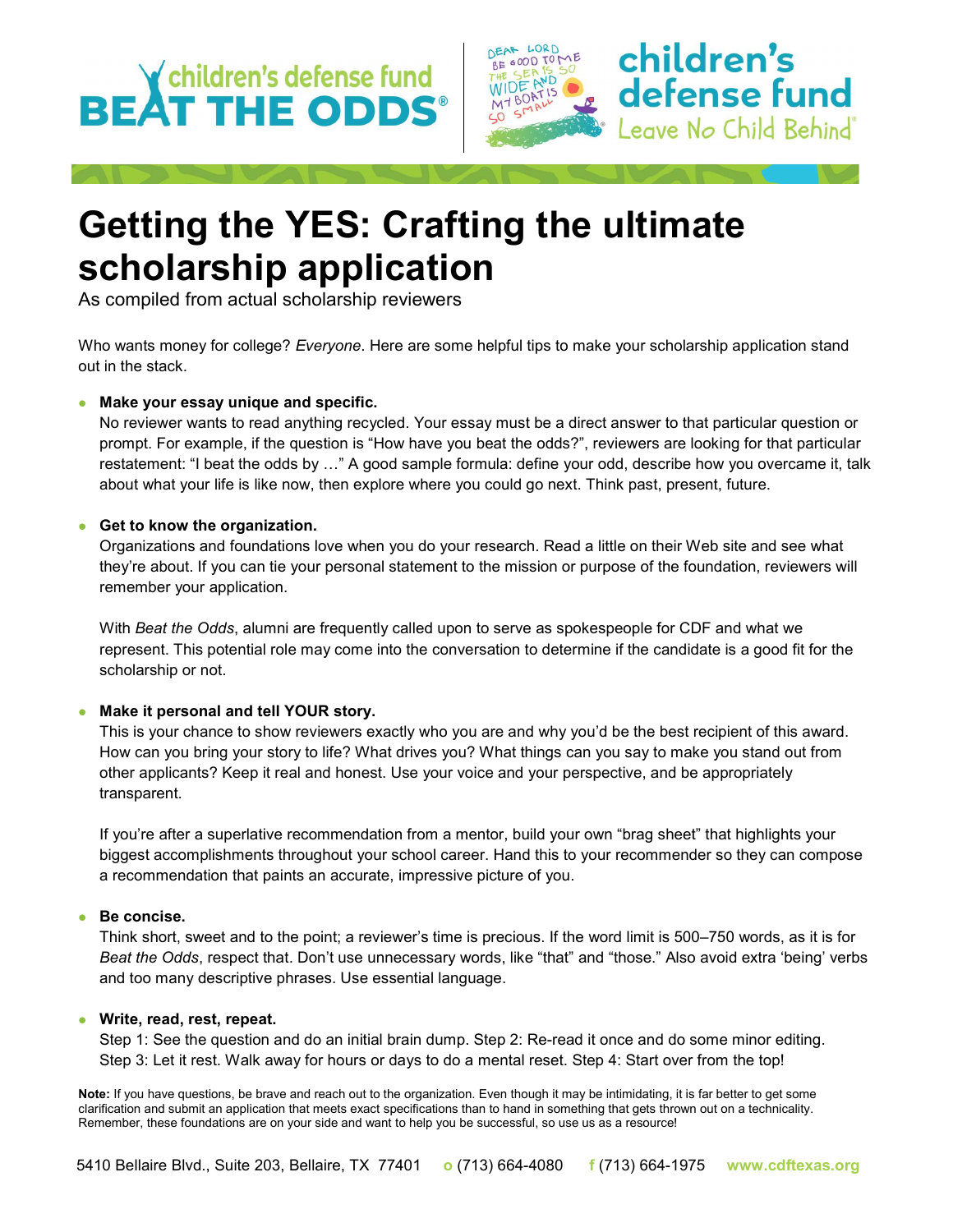children's defense fund **BEAT THE ODDS®**

children's defense fund *Leave No Child Behind®*

# Getting the YES: Crafting the ultimate scholarship application

As compiled from actual scholarship reviewers

Who wants money for college? *Everyone*. Here are some helpful tips to make your scholarship application stand out in the stack.

- **Make your essay unique and specific.**
  No reviewer wants to read anything recycled. Your essay must be a direct answer to that particular question or prompt. For example, if the question is "How have you beat the odds?", reviewers are looking for that particular restatement: "I beat the odds by …" A good sample formula: define your odd, describe how you overcame it, talk about what your life is like now, then explore where you could go next. Think past, present, future.

- **Get to know the organization.**
  Organizations and foundations love when you do your research. Read a little on their Web site and see what they're about. If you can tie your personal statement to the mission or purpose of the foundation, reviewers will remember your application.

  With *Beat the Odds*, alumni are frequently called upon to serve as spokespeople for CDF and what we represent. This potential role may come into the conversation to determine if the candidate is a good fit for the scholarship or not.

- **Make it personal and tell YOUR story.**
  This is your chance to show reviewers exactly who you are and why you'd be the best recipient of this award. How can you bring your story to life? What drives you? What things can you say to make you stand out from other applicants? Keep it real and honest. Use your voice and your perspective, and be appropriately transparent.

  If you're after a superlative recommendation from a mentor, build your own "brag sheet" that highlights your biggest accomplishments throughout your school career. Hand this to your recommender so they can compose a recommendation that paints an accurate, impressive picture of you.

- **Be concise.**
  Think short, sweet and to the point; a reviewer's time is precious. If the word limit is 500–750 words, as it is for *Beat the Odds*, respect that. Don't use unnecessary words, like "that" and "those." Also avoid extra 'being' verbs and too many descriptive phrases. Use essential language.

- **Write, read, rest, repeat.**
  Step 1: See the question and do an initial brain dump. Step 2: Re-read it once and do some minor editing. Step 3: Let it rest. Walk away for hours or days to do a mental reset. Step 4: Start over from the top!

**Note:** If you have questions, be brave and reach out to the organization. Even though it may be intimidating, it is far better to get some clarification and submit an application that meets exact specifications than to hand in something that gets thrown out on a technicality. Remember, these foundations are on your side and want to help you be successful, so use us as a resource!

5410 Bellaire Blvd., Suite 203, Bellaire, TX 77401 **o** (713) 664-4080 **f** (713) 664-1975 **www.cdftexas.org**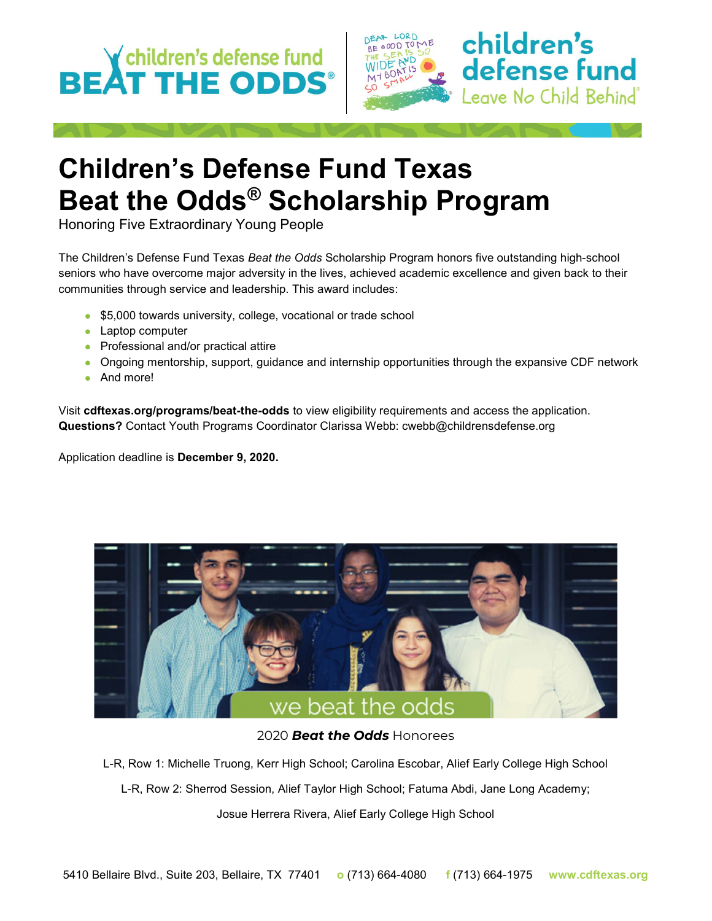# Children's Defense Fund Texas Beat the Odds® Scholarship Program

Honoring Five Extraordinary Young People

The Children's Defense Fund Texas *Beat the Odds* Scholarship Program honors five outstanding high-school seniors who have overcome major adversity in the lives, achieved academic excellence and given back to their communities through service and leadership. This award includes:

- $5,000 towards university, college, vocational or trade school
- Laptop computer
- Professional and/or practical attire
- Ongoing mentorship, support, guidance and internship opportunities through the expansive CDF network
- And more!

Visit **cdftexas.org/programs/beat-the-odds** to view eligibility requirements and access the application.
**Questions?** Contact Youth Programs Coordinator Clarissa Webb: cwebb@childrensdefense.org

Application deadline is **December 9, 2020.**

2020 ***Beat the Odds*** Honorees

L-R, Row 1: Michelle Truong, Kerr High School; Carolina Escobar, Alief Early College High School

L-R, Row 2: Sherrod Session, Alief Taylor High School; Fatuma Abdi, Jane Long Academy;

Josue Herrera Rivera, Alief Early College High School

5410 Bellaire Blvd., Suite 203, Bellaire, TX 77401 o (713) 664-4080 f (713) 664-1975 www.cdftexas.org